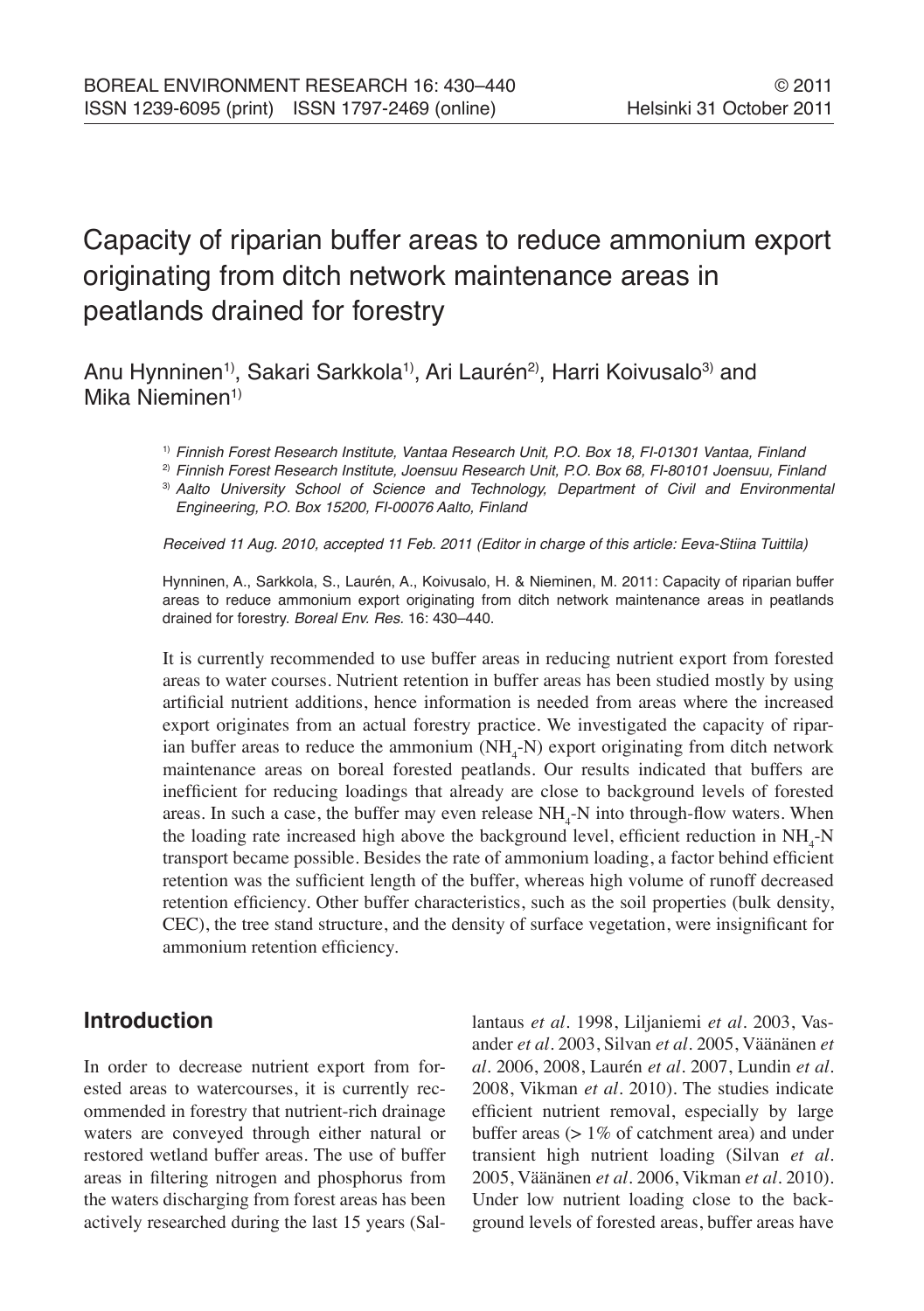# Capacity of riparian buffer areas to reduce ammonium export originating from ditch network maintenance areas in peatlands drained for forestry

Anu Hynninen[1], Sakari Sarkkola[1], Ari Laurén[2], Harri Koivusalo[3] and Mika Nieminen[1]

[1] *Finnish Forest Research Institute, Vantaa Research Unit, P.O. Box 18, FI-01301 Vantaa, Finland*

[2] *Finnish Forest Research Institute, Joensuu Research Unit, P.O. Box 68, FI-80101 Joensuu, Finland*

[3] *Aalto University School of Science and Technology, Department of Civil and Environmental Engineering, P.O. Box 15200, FI-00076 Aalto, Finland*

*Received 11 Aug. 2010, accepted 11 Feb. 2011 (Editor in charge of this article: Eeva-Stiina Tuittila)*

Hynninen, A., Sarkkola, S., Laurén, A., Koivusalo, H. & Nieminen, M. 2011: Capacity of riparian buffer areas to reduce ammonium export originating from ditch network maintenance areas in peatlands drained for forestry. *Boreal Env. Res.* 16: 430–440.

It is currently recommended to use buffer areas in reducing nutrient export from forested areas to water courses. Nutrient retention in buffer areas has been studied mostly by using artificial nutrient additions, hence information is needed from areas where the increased export originates from an actual forestry practice. We investigated the capacity of riparian buffer areas to reduce the ammonium ($NH_4$-N) export originating from ditch network maintenance areas on boreal forested peatlands. Our results indicated that buffers are inefficient for reducing loadings that already are close to background levels of forested areas. In such a case, the buffer may even release $NH_4$-N into through-flow waters. When the loading rate increased high above the background level, efficient reduction in $NH_4$-N transport became possible. Besides the rate of ammonium loading, a factor behind efficient retention was the sufficient length of the buffer, whereas high volume of runoff decreased retention efficiency. Other buffer characteristics, such as the soil properties (bulk density, CEC), the tree stand structure, and the density of surface vegetation, were insignificant for ammonium retention efficiency.

## Introduction

In order to decrease nutrient export from forested areas to watercourses, it is currently recommended in forestry that nutrient-rich drainage waters are conveyed through either natural or restored wetland buffer areas. The use of buffer areas in filtering nitrogen and phosphorus from the waters discharging from forest areas has been actively researched during the last 15 years (Sallantaus *et al.* 1998, Liljaniemi *et al.* 2003, Vasander *et al.* 2003, Silvan *et al.* 2005, Väänänen *et al.* 2006, 2008, Laurén *et al.* 2007, Lundin *et al.* 2008, Vikman *et al.* 2010). The studies indicate efficient nutrient removal, especially by large buffer areas (> 1% of catchment area) and under transient high nutrient loading (Silvan *et al.* 2005, Väänänen *et al.* 2006, Vikman *et al.* 2010). Under low nutrient loading close to the background levels of forested areas, buffer areas have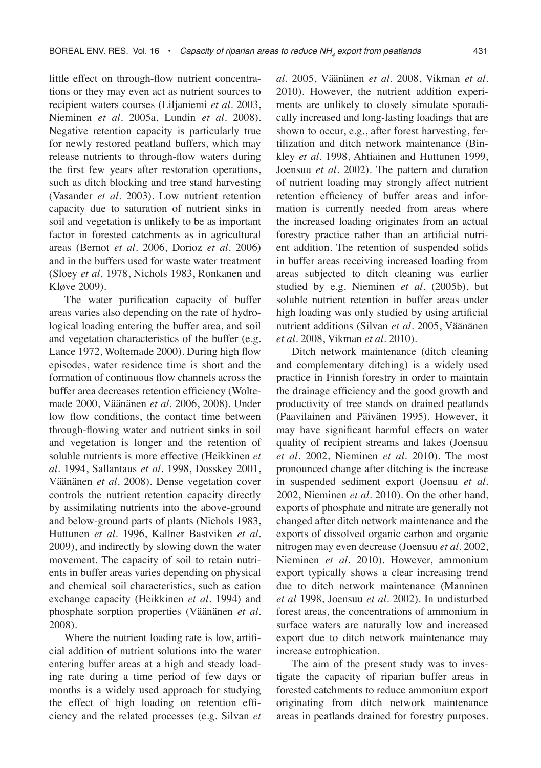little effect on through-flow nutrient concentrations or they may even act as nutrient sources to recipient waters courses (Liljaniemi *et al.* 2003, Nieminen *et al.* 2005a, Lundin *et al.* 2008). Negative retention capacity is particularly true for newly restored peatland buffers, which may release nutrients to through-flow waters during the first few years after restoration operations, such as ditch blocking and tree stand harvesting (Vasander *et al.* 2003). Low nutrient retention capacity due to saturation of nutrient sinks in soil and vegetation is unlikely to be as important factor in forested catchments as in agricultural areas (Bernot *et al.* 2006, Dorioz *et al.* 2006) and in the buffers used for waste water treatment (Sloey *et al.* 1978, Nichols 1983, Ronkanen and Kløve 2009).

The water purification capacity of buffer areas varies also depending on the rate of hydrological loading entering the buffer area, and soil and vegetation characteristics of the buffer (e.g. Lance 1972, Woltemade 2000). During high flow episodes, water residence time is short and the formation of continuous flow channels across the buffer area decreases retention efficiency (Woltemade 2000, Väänänen *et al.* 2006, 2008). Under low flow conditions, the contact time between through-flowing water and nutrient sinks in soil and vegetation is longer and the retention of soluble nutrients is more effective (Heikkinen *et al.* 1994, Sallantaus *et al.* 1998, Dosskey 2001, Väänänen *et al.* 2008). Dense vegetation cover controls the nutrient retention capacity directly by assimilating nutrients into the above-ground and below-ground parts of plants (Nichols 1983, Huttunen *et al.* 1996, Kallner Bastviken *et al.* 2009), and indirectly by slowing down the water movement. The capacity of soil to retain nutrients in buffer areas varies depending on physical and chemical soil characteristics, such as cation exchange capacity (Heikkinen *et al.* 1994) and phosphate sorption properties (Väänänen *et al.* 2008).

Where the nutrient loading rate is low, artificial addition of nutrient solutions into the water entering buffer areas at a high and steady loading rate during a time period of few days or months is a widely used approach for studying the effect of high loading on retention efficiency and the related processes (e.g. Silvan *et al.* 2005, Väänänen *et al.* 2008, Vikman *et al.* 2010). However, the nutrient addition experiments are unlikely to closely simulate sporadically increased and long-lasting loadings that are shown to occur, e.g., after forest harvesting, fertilization and ditch network maintenance (Binkley *et al.* 1998, Ahtiainen and Huttunen 1999, Joensuu *et al.* 2002). The pattern and duration of nutrient loading may strongly affect nutrient retention efficiency of buffer areas and information is currently needed from areas where the increased loading originates from an actual forestry practice rather than an artificial nutrient addition. The retention of suspended solids in buffer areas receiving increased loading from areas subjected to ditch cleaning was earlier studied by e.g. Nieminen *et al.* (2005b), but soluble nutrient retention in buffer areas under high loading was only studied by using artificial nutrient additions (Silvan *et al.* 2005, Väänänen *et al.* 2008, Vikman *et al.* 2010).

Ditch network maintenance (ditch cleaning and complementary ditching) is a widely used practice in Finnish forestry in order to maintain the drainage efficiency and the good growth and productivity of tree stands on drained peatlands (Paavilainen and Päivänen 1995). However, it may have significant harmful effects on water quality of recipient streams and lakes (Joensuu *et al.* 2002, Nieminen *et al.* 2010). The most pronounced change after ditching is the increase in suspended sediment export (Joensuu *et al.* 2002, Nieminen *et al.* 2010). On the other hand, exports of phosphate and nitrate are generally not changed after ditch network maintenance and the exports of dissolved organic carbon and organic nitrogen may even decrease (Joensuu *et al.* 2002, Nieminen *et al.* 2010). However, ammonium export typically shows a clear increasing trend due to ditch network maintenance (Manninen *et al* 1998, Joensuu *et al.* 2002). In undisturbed forest areas, the concentrations of ammonium in surface waters are naturally low and increased export due to ditch network maintenance may increase eutrophication.

The aim of the present study was to investigate the capacity of riparian buffer areas in forested catchments to reduce ammonium export originating from ditch network maintenance areas in peatlands drained for forestry purposes.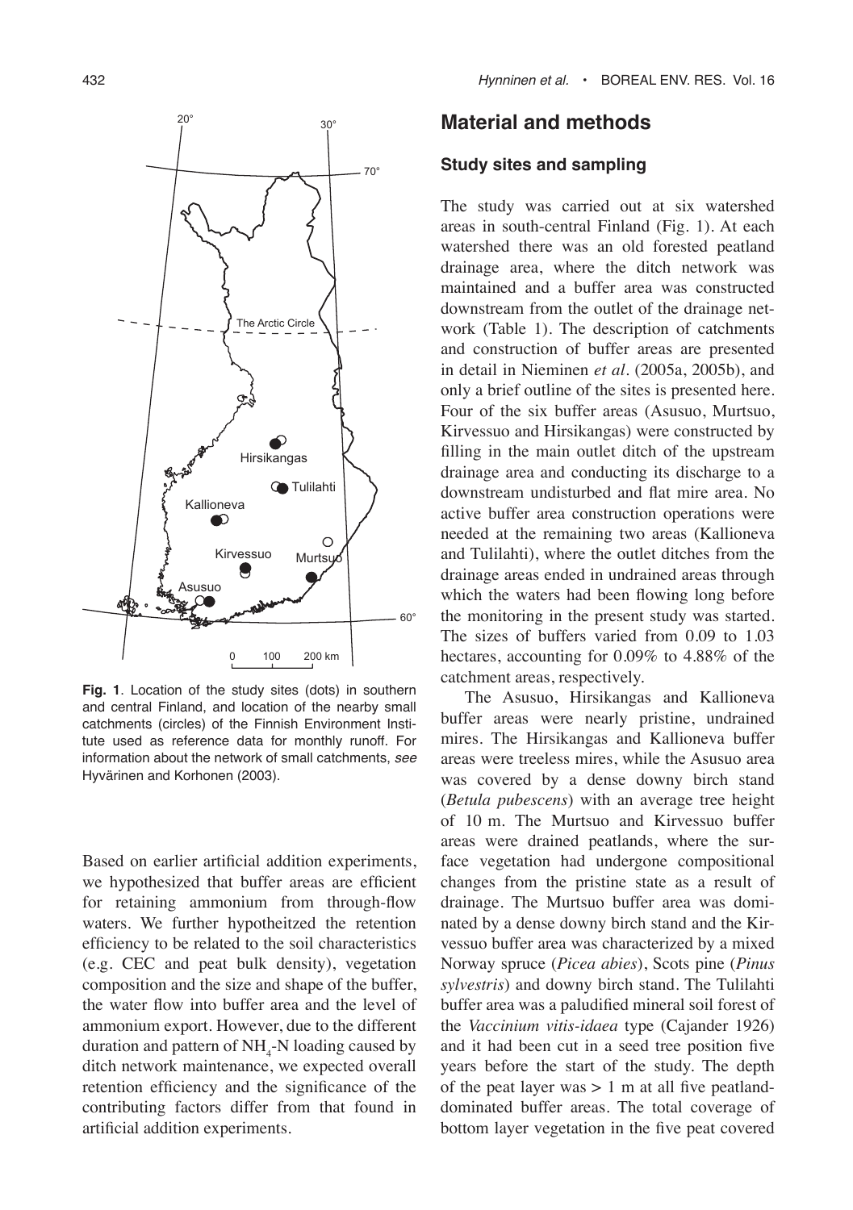**Fig. 1**. Location of the study sites (dots) in southern and central Finland, and location of the nearby small catchments (circles) of the Finnish Environment Institute used as reference data for monthly runoff. For information about the network of small catchments, *see* Hyvärinen and Korhonen (2003).

Based on earlier artificial addition experiments, we hypothesized that buffer areas are efficient for retaining ammonium from through-flow waters. We further hypotheitzed the retention efficiency to be related to the soil characteristics (e.g. CEC and peat bulk density), vegetation composition and the size and shape of the buffer, the water flow into buffer area and the level of ammonium export. However, due to the different duration and pattern of $NH_4$-N loading caused by ditch network maintenance, we expected overall retention efficiency and the significance of the contributing factors differ from that found in artificial addition experiments.

## Material and methods

### Study sites and sampling

The study was carried out at six watershed areas in south-central Finland (Fig. 1). At each watershed there was an old forested peatland drainage area, where the ditch network was maintained and a buffer area was constructed downstream from the outlet of the drainage network (Table 1). The description of catchments and construction of buffer areas are presented in detail in Nieminen *et al*. (2005a, 2005b), and only a brief outline of the sites is presented here. Four of the six buffer areas (Asusuo, Murtsuo, Kirvessuo and Hirsikangas) were constructed by filling in the main outlet ditch of the upstream drainage area and conducting its discharge to a downstream undisturbed and flat mire area. No active buffer area construction operations were needed at the remaining two areas (Kallioneva and Tulilahti), where the outlet ditches from the drainage areas ended in undrained areas through which the waters had been flowing long before the monitoring in the present study was started. The sizes of buffers varied from 0.09 to 1.03 hectares, accounting for 0.09% to 4.88% of the catchment areas, respectively.

The Asusuo, Hirsikangas and Kallioneva buffer areas were nearly pristine, undrained mires. The Hirsikangas and Kallioneva buffer areas were treeless mires, while the Asusuo area was covered by a dense downy birch stand (*Betula pubescens*) with an average tree height of 10 m. The Murtsuo and Kirvessuo buffer areas were drained peatlands, where the surface vegetation had undergone compositional changes from the pristine state as a result of drainage. The Murtsuo buffer area was dominated by a dense downy birch stand and the Kirvessuo buffer area was characterized by a mixed Norway spruce (*Picea abies*), Scots pine (*Pinus sylvestris*) and downy birch stand. The Tulilahti buffer area was a paludified mineral soil forest of the *Vaccinium vitis-idaea* type (Cajander 1926) and it had been cut in a seed tree position five years before the start of the study. The depth of the peat layer was > 1 m at all five peatland-dominated buffer areas. The total coverage of bottom layer vegetation in the five peat covered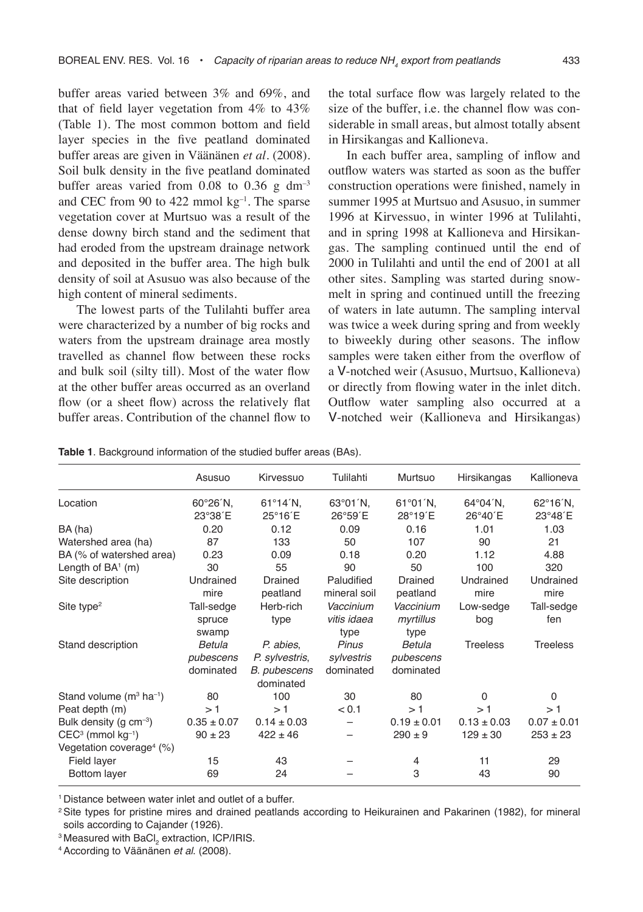buffer areas varied between 3% and 69%, and that of field layer vegetation from 4% to 43% (Table 1). The most common bottom and field layer species in the five peatland dominated buffer areas are given in Väänänen *et al*. (2008). Soil bulk density in the five peatland dominated buffer areas varied from 0.08 to 0.36 g $dm^{-3}$ and CEC from 90 to 422 mmol $kg^{-1}$. The sparse vegetation cover at Murtsuo was a result of the dense downy birch stand and the sediment that had eroded from the upstream drainage network and deposited in the buffer area. The high bulk density of soil at Asusuo was also because of the high content of mineral sediments.

The lowest parts of the Tulilahti buffer area were characterized by a number of big rocks and waters from the upstream drainage area mostly travelled as channel flow between these rocks and bulk soil (silty till). Most of the water flow at the other buffer areas occurred as an overland flow (or a sheet flow) across the relatively flat buffer areas. Contribution of the channel flow to the total surface flow was largely related to the size of the buffer, i.e. the channel flow was considerable in small areas, but almost totally absent in Hirsikangas and Kallioneva.

In each buffer area, sampling of inflow and outflow waters was started as soon as the buffer construction operations were finished, namely in summer 1995 at Murtsuo and Asusuo, in summer 1996 at Kirvessuo, in winter 1996 at Tulilahti, and in spring 1998 at Kallioneva and Hirsikangas. The sampling continued until the end of 2000 in Tulilahti and until the end of 2001 at all other sites. Sampling was started during snowmelt in spring and continued untill the freezing of waters in late autumn. The sampling interval was twice a week during spring and from weekly to biweekly during other seasons. The inflow samples were taken either from the overflow of a V-notched weir (Asusuo, Murtsuo, Kallioneva) or directly from flowing water in the inlet ditch. Outflow water sampling also occurred at a V-notched weir (Kallioneva and Hirsikangas)

**Table 1**. Background information of the studied buffer areas (BAs).

| | Asusuo | Kirvessuo | Tulilahti | Murtsuo | Hirsikangas | Kallioneva |
|---|---|---|---|---|---|---|
| Location | 60°26´N, 23°38´E | 61°14´N, 25°16´E | 63°01´N, 26°59´E | 61°01´N, 28°19´E | 64°04´N, 26°40´E | 62°16´N, 23°48´E |
| BA (ha) | 0.20 | 0.12 | 0.09 | 0.16 | 1.01 | 1.03 |
| Watershed area (ha) | 87 | 133 | 50 | 107 | 90 | 21 |
| BA (% of watershed area) | 0.23 | 0.09 | 0.18 | 0.20 | 1.12 | 4.88 |
| Length of BA[1] (m) | 30 | 55 | 90 | 50 | 100 | 320 |
| Site description | Undrained mire | Drained peatland | Paludified mineral soil | Drained peatland | Undrained mire | Undrained mire |
| Site type[2] | Tall-sedge spruce swamp | Herb-rich type | *Vaccinium vitis idaea* type | *Vaccinium myrtillus* type | Low-sedge bog | Tall-sedge fen |
| Stand description | *Betula pubescens* dominated | *P. abies*, *P. sylvestris*, *B. pubescens* dominated | *Pinus sylvestris* dominated | *Betula pubescens* dominated | Treeless | Treeless |
| Stand volume ($m^3$ $ha^{-1}$) | 80 | 100 | 30 | 80 | 0 | 0 |
| Peat depth (m) | > 1 | > 1 | < 0.1 | > 1 | > 1 | > 1 |
| Bulk density (g $cm^{-3}$) | 0.35 ± 0.07 | 0.14 ± 0.03 | – | 0.19 ± 0.01 | 0.13 ± 0.03 | 0.07 ± 0.01 |
| CEC[3] (mmol $kg^{-1}$) | 90 ± 23 | 422 ± 46 | – | 290 ± 9 | 129 ± 30 | 253 ± 23 |
| Vegetation coverage[4] (%) | | | | | | |
| Field layer | 15 | 43 | – | 4 | 11 | 29 |
| Bottom layer | 69 | 24 | – | 3 | 43 | 90 |

[1] Distance between water inlet and outlet of a buffer.
[2] Site types for pristine mires and drained peatlands according to Heikurainen and Pakarinen (1982), for mineral soils according to Cajander (1926).
[3] Measured with $BaCl_2$ extraction, ICP/IRIS.
[4] According to Väänänen *et al.* (2008).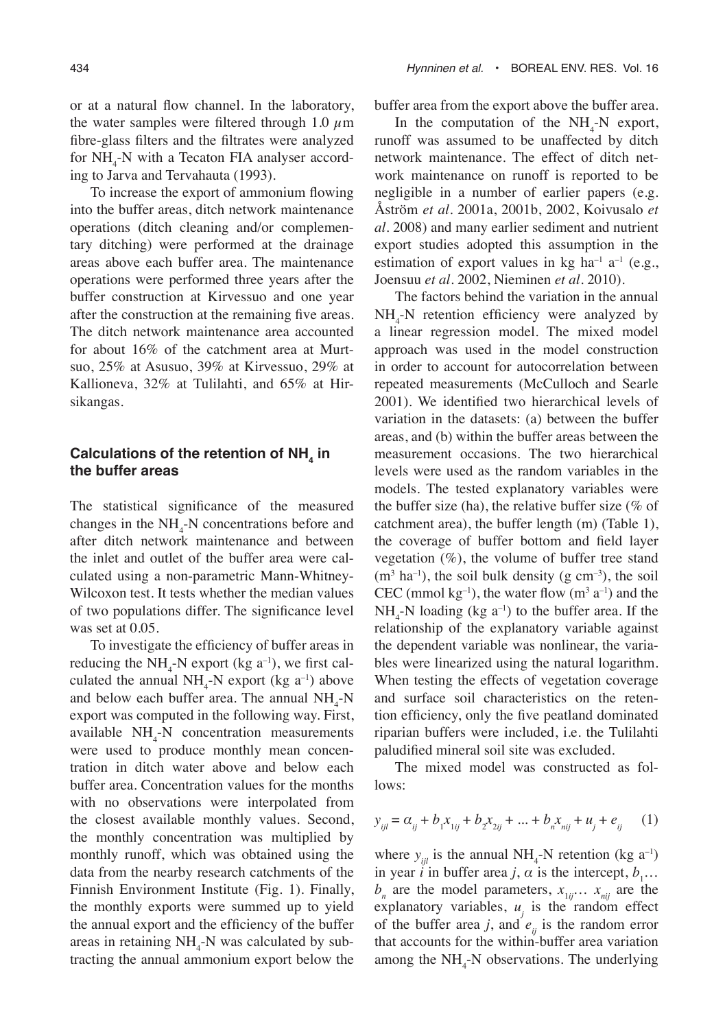or at a natural flow channel. In the laboratory, the water samples were filtered through 1.0 $\mu$m fibre-glass filters and the filtrates were analyzed for $NH_4$-N with a Tecaton FIA analyser according to Jarva and Tervahauta (1993).

To increase the export of ammonium flowing into the buffer areas, ditch network maintenance operations (ditch cleaning and/or complementary ditching) were performed at the drainage areas above each buffer area. The maintenance operations were performed three years after the buffer construction at Kirvessuo and one year after the construction at the remaining five areas. The ditch network maintenance area accounted for about 16% of the catchment area at Murtsuo, 25% at Asusuo, 39% at Kirvessuo, 29% at Kallioneva, 32% at Tulilahti, and 65% at Hirsikangas.

## Calculations of the retention of $NH_4$ in the buffer areas

The statistical significance of the measured changes in the $NH_4$-N concentrations before and after ditch network maintenance and between the inlet and outlet of the buffer area were calculated using a non-parametric Mann-Whitney-Wilcoxon test. It tests whether the median values of two populations differ. The significance level was set at 0.05.

To investigate the efficiency of buffer areas in reducing the $NH_4$-N export (kg $a^{-1}$), we first calculated the annual $NH_4$-N export (kg $a^{-1}$) above and below each buffer area. The annual $NH_4$-N export was computed in the following way. First, available $NH_4$-N concentration measurements were used to produce monthly mean concentration in ditch water above and below each buffer area. Concentration values for the months with no observations were interpolated from the closest available monthly values. Second, the monthly concentration was multiplied by monthly runoff, which was obtained using the data from the nearby research catchments of the Finnish Environment Institute (Fig. 1). Finally, the monthly exports were summed up to yield the annual export and the efficiency of the buffer areas in retaining $NH_4$-N was calculated by subtracting the annual ammonium export below the buffer area from the export above the buffer area.

In the computation of the $NH_4$-N export, runoff was assumed to be unaffected by ditch network maintenance. The effect of ditch network maintenance on runoff is reported to be negligible in a number of earlier papers (e.g. Åström *et al*. 2001a, 2001b, 2002, Koivusalo *et al*. 2008) and many earlier sediment and nutrient export studies adopted this assumption in the estimation of export values in kg $ha^{-1}$ $a^{-1}$ (e.g., Joensuu *et al*. 2002, Nieminen *et al*. 2010).

The factors behind the variation in the annual $NH_4$-N retention efficiency were analyzed by a linear regression model. The mixed model approach was used in the model construction in order to account for autocorrelation between repeated measurements (McCulloch and Searle 2001). We identified two hierarchical levels of variation in the datasets: (a) between the buffer areas, and (b) within the buffer areas between the measurement occasions. The two hierarchical levels were used as the random variables in the models. The tested explanatory variables were the buffer size (ha), the relative buffer size (% of catchment area), the buffer length (m) (Table 1), the coverage of buffer bottom and field layer vegetation (%), the volume of buffer tree stand ($m^3$ $ha^{-1}$), the soil bulk density (g $cm^{-3}$), the soil CEC (mmol $kg^{-1}$), the water flow ($m^3$ $a^{-1}$) and the $NH_4$-N loading (kg $a^{-1}$) to the buffer area. If the relationship of the explanatory variable against the dependent variable was nonlinear, the variables were linearized using the natural logarithm. When testing the effects of vegetation coverage and surface soil characteristics on the retention efficiency, only the five peatland dominated riparian buffers were included, i.e. the Tulilahti paludified mineral soil site was excluded.

The mixed model was constructed as follows:

$$y_{ijl} = \alpha_{ij} + b_1x_{1ij} + b_2x_{2ij} + ... + b_nx_{nij} + u_j + e_{ij} \quad (1)$$

where $y_{ijl}$ is the annual $NH_4$-N retention (kg $a^{-1}$) in year $i$ in buffer area $j$, $\alpha$ is the intercept, $b_1$… $b_n$ are the model parameters, $x_{1ij}$… $x_{nij}$ are the explanatory variables, $u_j$ is the random effect of the buffer area $j$, and $e_{ij}$ is the random error that accounts for the within-buffer area variation among the $NH_4$-N observations. The underlying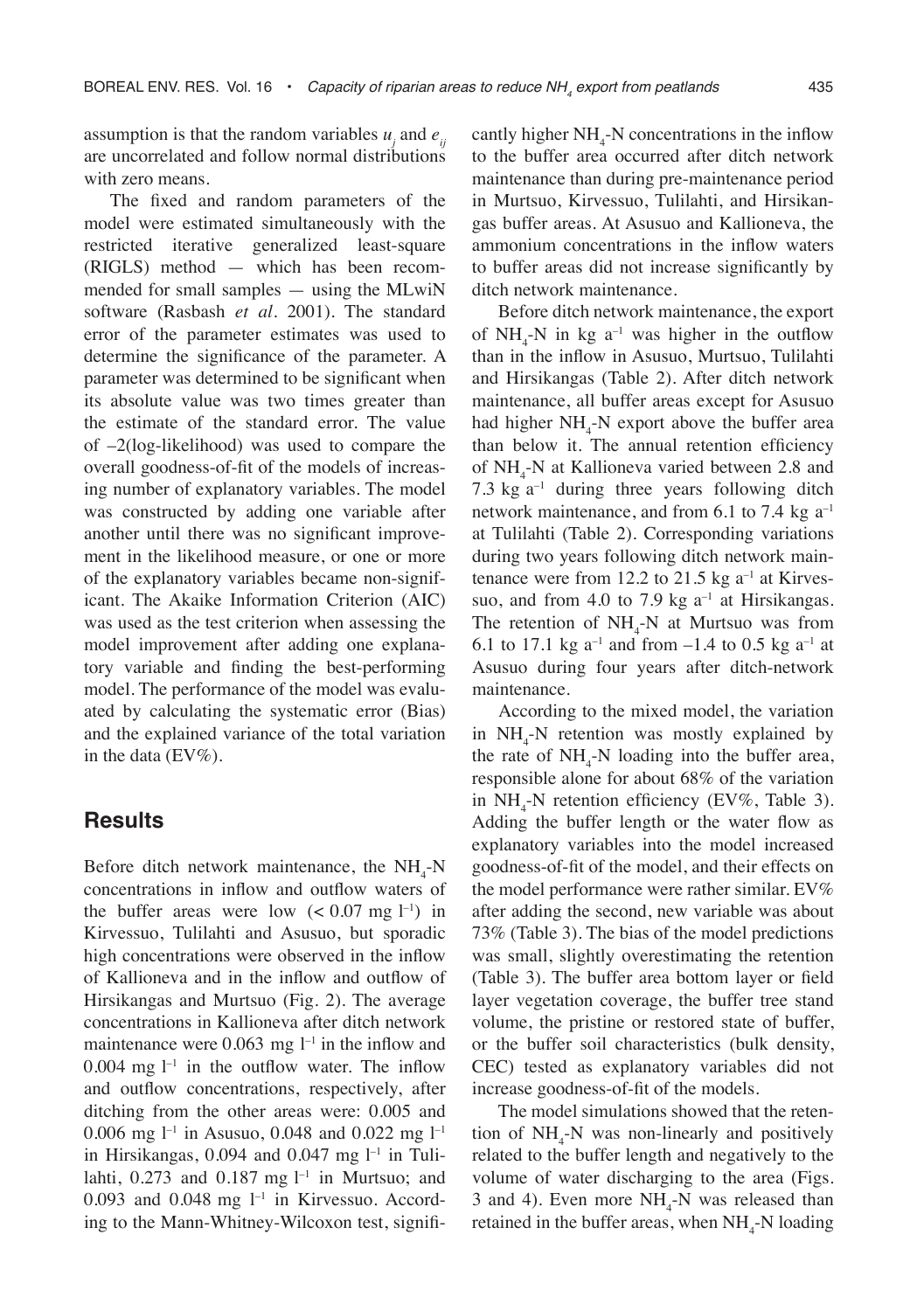assumption is that the random variables $u_j$ and $e_{ij}$ are uncorrelated and follow normal distributions with zero means.

The fixed and random parameters of the model were estimated simultaneously with the restricted iterative generalized least-square (RIGLS) method — which has been recommended for small samples — using the MLwiN software (Rasbash *et al.* 2001). The standard error of the parameter estimates was used to determine the significance of the parameter. A parameter was determined to be significant when its absolute value was two times greater than the estimate of the standard error. The value of –2(log-likelihood) was used to compare the overall goodness-of-fit of the models of increasing number of explanatory variables. The model was constructed by adding one variable after another until there was no significant improvement in the likelihood measure, or one or more of the explanatory variables became non-significant. The Akaike Information Criterion (AIC) was used as the test criterion when assessing the model improvement after adding one explanatory variable and finding the best-performing model. The performance of the model was evaluated by calculating the systematic error (Bias) and the explained variance of the total variation in the data (EV%).

## Results

Before ditch network maintenance, the $NH_4$-N concentrations in inflow and outflow waters of the buffer areas were low ($< 0.07$ mg $l^{-1}$) in Kirvessuo, Tulilahti and Asusuo, but sporadic high concentrations were observed in the inflow of Kallioneva and in the inflow and outflow of Hirsikangas and Murtsuo (Fig. 2). The average concentrations in Kallioneva after ditch network maintenance were 0.063 mg $l^{-1}$ in the inflow and 0.004 mg $l^{-1}$ in the outflow water. The inflow and outflow concentrations, respectively, after ditching from the other areas were: 0.005 and 0.006 mg $l^{-1}$ in Asusuo, 0.048 and 0.022 mg $l^{-1}$ in Hirsikangas, 0.094 and 0.047 mg $l^{-1}$ in Tulilahti, 0.273 and 0.187 mg $l^{-1}$ in Murtsuo; and 0.093 and 0.048 mg $l^{-1}$ in Kirvessuo. According to the Mann-Whitney-Wilcoxon test, significantly higher $NH_4$-N concentrations in the inflow to the buffer area occurred after ditch network maintenance than during pre-maintenance period in Murtsuo, Kirvessuo, Tulilahti, and Hirsikangas buffer areas. At Asusuo and Kallioneva, the ammonium concentrations in the inflow waters to buffer areas did not increase significantly by ditch network maintenance.

Before ditch network maintenance, the export of $NH_4$-N in kg $a^{-1}$ was higher in the outflow than in the inflow in Asusuo, Murtsuo, Tulilahti and Hirsikangas (Table 2). After ditch network maintenance, all buffer areas except for Asusuo had higher $NH_4$-N export above the buffer area than below it. The annual retention efficiency of $NH_4$-N at Kallioneva varied between 2.8 and 7.3 kg $a^{-1}$ during three years following ditch network maintenance, and from 6.1 to 7.4 kg $a^{-1}$ at Tulilahti (Table 2). Corresponding variations during two years following ditch network maintenance were from 12.2 to 21.5 kg $a^{-1}$ at Kirvessuo, and from 4.0 to 7.9 kg $a^{-1}$ at Hirsikangas. The retention of $NH_4$-N at Murtsuo was from 6.1 to 17.1 kg $a^{-1}$ and from –1.4 to 0.5 kg $a^{-1}$ at Asusuo during four years after ditch-network maintenance.

According to the mixed model, the variation in $NH_4$-N retention was mostly explained by the rate of $NH_4$-N loading into the buffer area, responsible alone for about 68% of the variation in $NH_4$-N retention efficiency (EV%, Table 3). Adding the buffer length or the water flow as explanatory variables into the model increased goodness-of-fit of the model, and their effects on the model performance were rather similar. EV% after adding the second, new variable was about 73% (Table 3). The bias of the model predictions was small, slightly overestimating the retention (Table 3). The buffer area bottom layer or field layer vegetation coverage, the buffer tree stand volume, the pristine or restored state of buffer, or the buffer soil characteristics (bulk density, CEC) tested as explanatory variables did not increase goodness-of-fit of the models.

The model simulations showed that the retention of $NH_4$-N was non-linearly and positively related to the buffer length and negatively to the volume of water discharging to the area (Figs. 3 and 4). Even more $NH_4$-N was released than retained in the buffer areas, when $NH_4$-N loading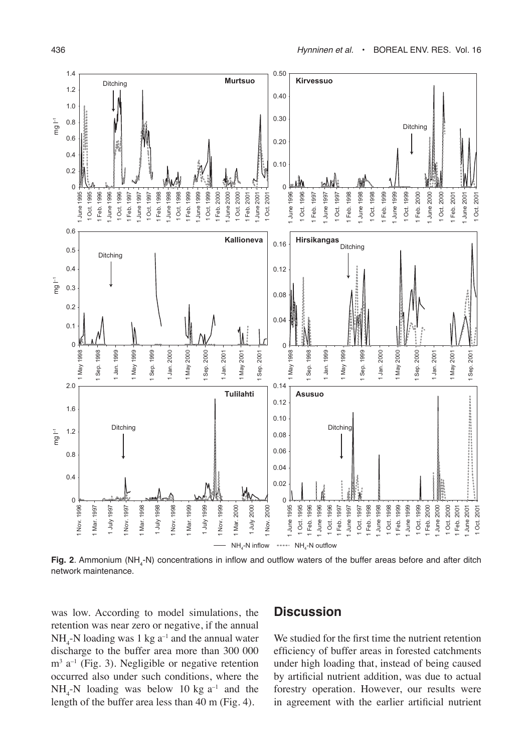Murtsuo

Ditching

mg l$^{-1}$

1.4
1.2
1.0
0.8
0.6
0.4
0.2
0

1 June 1995
1 Oct. 1995
1 Feb. 1996
1 June 1996
1 Oct. 1996
1 Feb. 1997
1 June 1997
1 Oct. 1997
1 Feb. 1998
1 June 1998
1 Oct. 1998
1 Feb. 1999
1 June 1999
1 Oct. 1999
1 Feb. 2000
1 June 2000
1 Oct. 2000
1 Feb. 2001
1 June 2001
1 Oct. 2001

Kirvessuo

Ditching

0.50
0.40
0.30
0.20
0.10
0

1 June 1996
1 Oct. 1996
1 Feb. 1997
1 June 1997
1 Oct. 1997
1 Feb. 1998
1 June 1998
1 Oct. 1998
1 Feb. 1999
1 June 1999
1 Oct. 1999
1 Feb. 2000
1 June 2000
1 Oct. 2000
1 Feb. 2001
1 June 2001
1 Oct. 2001

Kallioneva

Ditching

mg l$^{-1}$

0.6
0.5
0.4
0.3
0.2
0.1
0

1 May 1998
1 Sep. 1998
1 Jan. 1999
1 May 1999
1 Sep. 1999
1 Jan. 2000
1 May 2000
1 Sep. 2000
1 Jan. 2001
1 May 2001
1 Sep. 2001

Hirsikangas

Ditching

0.16
0.12
0.08
0.04
0

1 May 1998
1 Sep. 1998
1 Jan. 1999
1 May 1999
1 Sep. 1999
1 Jan. 2000
1 May 2000
1 Sep. 2000
1 Jan. 2001
1 May 2001
1 Sep. 2001

Tulilahti

Ditching

mg l$^{-1}$

2.0
1.6
1.2
0.8
0.4
0

1 Nov. 1996
1 Mar. 1997
1 July 1997
1 Nov. 1997
1 Mar. 1998
1 July 1998
1 Nov. 1998
1 Mar. 1999
1 July 1999
1 Nov. 1999
1 Mar. 2000
1 July 2000
1 Nov. 2000

Asusuo

Ditching

0.14
0.12
0.10
0.08
0.06
0.04
0.02
0

1 June 1995
1 Oct. 1995
1 Feb. 1996
1 June 1996
1 Oct. 1996
1 Feb. 1997
1 June 1997
1 Oct. 1997
1 Feb. 1998
1 June 1998
1 Oct. 1998
1 Feb. 1999
1 June 1999
1 Oct. 1999
1 Feb. 2000
1 June 2000
1 Oct. 2000
1 Feb. 2001
1 June 2001
1 Oct. 2001

$NH_4$-N inflow
$NH_4$-N outflow

**Fig. 2**. Ammonium ($NH_4$-N) concentrations in inflow and outflow waters of the buffer areas before and after ditch network maintenance.

was low. According to model simulations, the retention was near zero or negative, if the annual $NH_4$-N loading was 1 kg $a^{-1}$ and the annual water discharge to the buffer area more than 300 000 $m^3$ $a^{-1}$ (Fig. 3). Negligible or negative retention occurred also under such conditions, where the $NH_4$-N loading was below 10 kg $a^{-1}$ and the length of the buffer area less than 40 m (Fig. 4).

## Discussion

We studied for the first time the nutrient retention efficiency of buffer areas in forested catchments under high loading that, instead of being caused by artificial nutrient addition, was due to actual forestry operation. However, our results were in agreement with the earlier artificial nutrient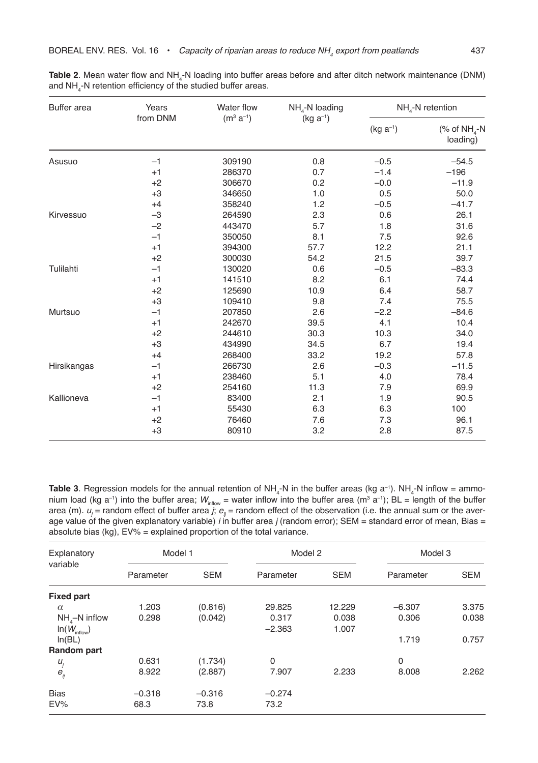**Table 2**. Mean water flow and $NH_4$-N loading into buffer areas before and after ditch network maintenance (DNM) and $NH_4$-N retention efficiency of the studied buffer areas.

| Buffer area | Years from DNM | Water flow ($m^3$ $a^{-1}$) | $NH_4$-N loading (kg $a^{-1}$) | $NH_4$-N retention | |
|---|---|---|---|---|---|
| | | | | (kg $a^{-1}$) | (% of $NH_4$-N loading) |
| Asusuo | –1 | 309190 | 0.8 | –0.5 | –54.5 |
| | +1 | 286370 | 0.7 | –1.4 | –196 |
| | +2 | 306670 | 0.2 | –0.0 | –11.9 |
| | +3 | 346650 | 1.0 | 0.5 | 50.0 |
| | +4 | 358240 | 1.2 | –0.5 | –41.7 |
| Kirvessuo | –3 | 264590 | 2.3 | 0.6 | 26.1 |
| | –2 | 443470 | 5.7 | 1.8 | 31.6 |
| | –1 | 350050 | 8.1 | 7.5 | 92.6 |
| | +1 | 394300 | 57.7 | 12.2 | 21.1 |
| | +2 | 300030 | 54.2 | 21.5 | 39.7 |
| Tulilahti | –1 | 130020 | 0.6 | –0.5 | –83.3 |
| | +1 | 141510 | 8.2 | 6.1 | 74.4 |
| | +2 | 125690 | 10.9 | 6.4 | 58.7 |
| | +3 | 109410 | 9.8 | 7.4 | 75.5 |
| Murtsuo | –1 | 207850 | 2.6 | –2.2 | –84.6 |
| | +1 | 242670 | 39.5 | 4.1 | 10.4 |
| | +2 | 244610 | 30.3 | 10.3 | 34.0 |
| | +3 | 434990 | 34.5 | 6.7 | 19.4 |
| | +4 | 268400 | 33.2 | 19.2 | 57.8 |
| Hirsikangas | –1 | 266730 | 2.6 | –0.3 | –11.5 |
| | +1 | 238460 | 5.1 | 4.0 | 78.4 |
| | +2 | 254160 | 11.3 | 7.9 | 69.9 |
| Kallioneva | –1 | 83400 | 2.1 | 1.9 | 90.5 |
| | +1 | 55430 | 6.3 | 6.3 | 100 |
| | +2 | 76460 | 7.6 | 7.3 | 96.1 |
| | +3 | 80910 | 3.2 | 2.8 | 87.5 |

**Table 3**. Regression models for the annual retention of $NH_4$-N in the buffer areas (kg $a^{-1}$). $NH_4$-N inflow = ammonium load (kg $a^{-1}$) into the buffer area; $W_{inflow}$ = water inflow into the buffer area ($m^3$ $a^{-1}$); BL = length of the buffer area (m). $u_j$ = random effect of buffer area $j$; $e_{ij}$ = random effect of the observation (i.e. the annual sum or the average value of the given explanatory variable) $i$ in buffer area $j$ (random error); SEM = standard error of mean, Bias = absolute bias (kg), EV% = explained proportion of the total variance.

| Explanatory variable | Model 1 | | Model 2 | | Model 3 | |
|---|---|---|---|---|---|---|
| | Parameter | SEM | Parameter | SEM | Parameter | SEM |
| **Fixed part** | | | | | | |
| $\alpha$ | 1.203 | (0.816) | 29.825 | 12.229 | –6.307 | 3.375 |
| $NH_4$–N inflow | 0.298 | (0.042) | 0.317 | 0.038 | 0.306 | 0.038 |
| $\ln(W_{inflow})$ | | | –2.363 | 1.007 | | |
| ln(BL) | | | | | 1.719 | 0.757 |
| **Random part** | | | | | | |
| $u_j$ | 0.631 | (1.734) | 0 | | 0 | |
| $e_{ij}$ | 8.922 | (2.887) | 7.907 | 2.233 | 8.008 | 2.262 |
| Bias | –0.318 | –0.316 | –0.274 | | | |
| EV% | 68.3 | 73.8 | 73.2 | | | |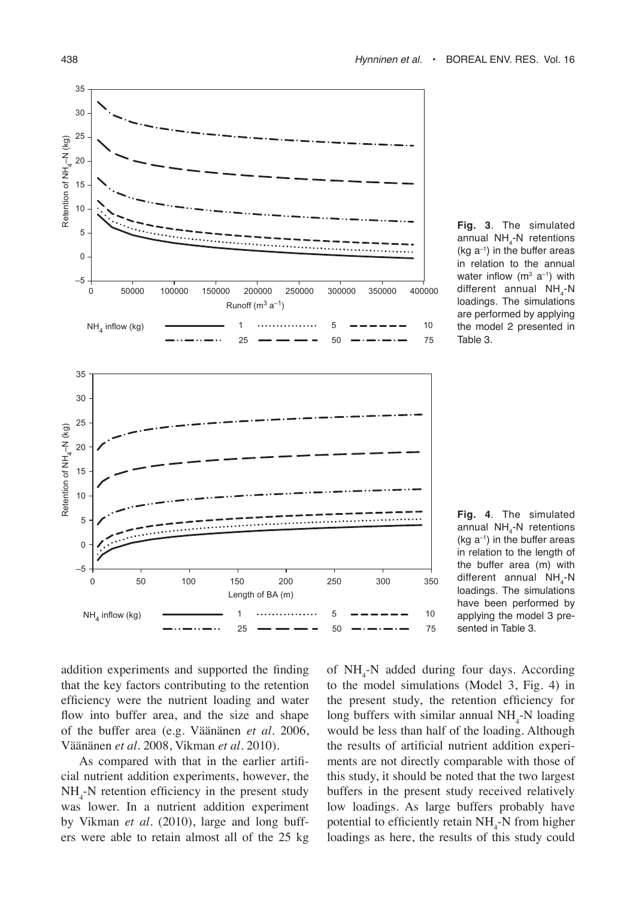35
30
25
20
15
10
5
0
–5
Retention of $NH_4$–N (kg)
0 50000 100000 150000 200000 250000 300000 350000 400000
Runoff ($m^3$ $a^{-1}$)
$NH_4$ inflow (kg) 1 5 10 25 50 75

**Fig. 3**. The simulated annual $NH_4$-N retentions (kg $a^{-1}$) in the buffer areas in relation to the annual water inflow ($m^3$ $a^{-1}$) with different annual $NH_4$-N loadings. The simulations are performed by applying the model 2 presented in Table 3.

35
30
25
20
15
10
5
0
–5
Retention of $NH_4$–N (kg)
0 50 100 150 200 250 300 350
Length of BA (m)
$NH_4$ inflow (kg) 1 5 10 25 50 75

**Fig. 4**. The simulated annual $NH_4$-N retentions (kg $a^{-1}$) in the buffer areas in relation to the length of the buffer area (m) with different annual $NH_4$-N loadings. The simulations have been performed by applying the model 3 presented in Table 3.

addition experiments and supported the finding that the key factors contributing to the retention efficiency were the nutrient loading and water flow into buffer area, and the size and shape of the buffer area (e.g. Väänänen *et al.* 2006, Väänänen *et al.* 2008, Vikman *et al.* 2010).

As compared with that in the earlier artificial nutrient addition experiments, however, the $NH_4$-N retention efficiency in the present study was lower. In a nutrient addition experiment by Vikman *et al.* (2010), large and long buffers were able to retain almost all of the 25 kg of $NH_4$-N added during four days. According to the model simulations (Model 3, Fig. 4) in the present study, the retention efficiency for long buffers with similar annual $NH_4$-N loading would be less than half of the loading. Although the results of artificial nutrient addition experiments are not directly comparable with those of this study, it should be noted that the two largest buffers in the present study received relatively low loadings. As large buffers probably have potential to efficiently retain $NH_4$-N from higher loadings as here, the results of this study could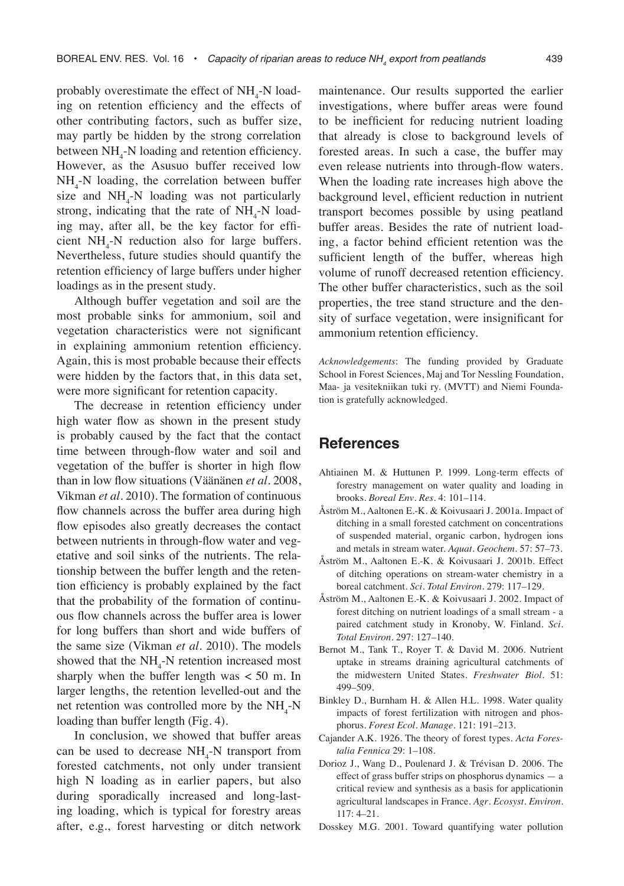probably overestimate the effect of $NH_4$-N loading on retention efficiency and the effects of other contributing factors, such as buffer size, may partly be hidden by the strong correlation between $NH_4$-N loading and retention efficiency. However, as the Asusuo buffer received low $NH_4$-N loading, the correlation between buffer size and $NH_4$-N loading was not particularly strong, indicating that the rate of $NH_4$-N loading may, after all, be the key factor for efficient $NH_4$-N reduction also for large buffers. Nevertheless, future studies should quantify the retention efficiency of large buffers under higher loadings as in the present study.

Although buffer vegetation and soil are the most probable sinks for ammonium, soil and vegetation characteristics were not significant in explaining ammonium retention efficiency. Again, this is most probable because their effects were hidden by the factors that, in this data set, were more significant for retention capacity.

The decrease in retention efficiency under high water flow as shown in the present study is probably caused by the fact that the contact time between through-flow water and soil and vegetation of the buffer is shorter in high flow than in low flow situations (Väänänen *et al.* 2008, Vikman *et al.* 2010). The formation of continuous flow channels across the buffer area during high flow episodes also greatly decreases the contact between nutrients in through-flow water and vegetative and soil sinks of the nutrients. The relationship between the buffer length and the retention efficiency is probably explained by the fact that the probability of the formation of continuous flow channels across the buffer area is lower for long buffers than short and wide buffers of the same size (Vikman *et al.* 2010). The models showed that the $NH_4$-N retention increased most sharply when the buffer length was < 50 m. In larger lengths, the retention levelled-out and the net retention was controlled more by the $NH_4$-N loading than buffer length (Fig. 4).

In conclusion, we showed that buffer areas can be used to decrease $NH_4$-N transport from forested catchments, not only under transient high N loading as in earlier papers, but also during sporadically increased and long-lasting loading, which is typical for forestry areas after, e.g., forest harvesting or ditch network maintenance. Our results supported the earlier investigations, where buffer areas were found to be inefficient for reducing nutrient loading that already is close to background levels of forested areas. In such a case, the buffer may even release nutrients into through-flow waters. When the loading rate increases high above the background level, efficient reduction in nutrient transport becomes possible by using peatland buffer areas. Besides the rate of nutrient loading, a factor behind efficient retention was the sufficient length of the buffer, whereas high volume of runoff decreased retention efficiency. The other buffer characteristics, such as the soil properties, the tree stand structure and the density of surface vegetation, were insignificant for ammonium retention efficiency.

*Acknowledgements*: The funding provided by Graduate School in Forest Sciences, Maj and Tor Nessling Foundation, Maa- ja vesitekniikan tuki ry. (MVTT) and Niemi Foundation is gratefully acknowledged.

## References

Ahtiainen M. & Huttunen P. 1999. Long-term effects of forestry management on water quality and loading in brooks. *Boreal Env. Res.* 4: 101–114.

Åström M., Aaltonen E.-K. & Koivusaari J. 2001a. Impact of ditching in a small forested catchment on concentrations of suspended material, organic carbon, hydrogen ions and metals in stream water. *Aquat. Geochem.* 57: 57–73.

Åström M., Aaltonen E.-K. & Koivusaari J. 2001b. Effect of ditching operations on stream-water chemistry in a boreal catchment. *Sci. Total Environ.* 279: 117–129.

Åström M., Aaltonen E.-K. & Koivusaari J. 2002. Impact of forest ditching on nutrient loadings of a small stream - a paired catchment study in Kronoby, W. Finland. *Sci. Total Environ.* 297: 127–140.

Bernot M., Tank T., Royer T. & David M. 2006. Nutrient uptake in streams draining agricultural catchments of the midwestern United States. *Freshwater Biol.* 51: 499–509.

Binkley D., Burnham H. & Allen H.L. 1998. Water quality impacts of forest fertilization with nitrogen and phosphorus. *Forest Ecol. Manage.* 121: 191–213.

Cajander A.K. 1926. The theory of forest types. *Acta Forestalia Fennica* 29: 1–108.

Dorioz J., Wang D., Poulenard J. & Trévisan D. 2006. The effect of grass buffer strips on phosphorus dynamics — a critical review and synthesis as a basis for applicationin agricultural landscapes in France. *Agr. Ecosyst. Environ.* 117: 4–21.

Dosskey M.G. 2001. Toward quantifying water pollution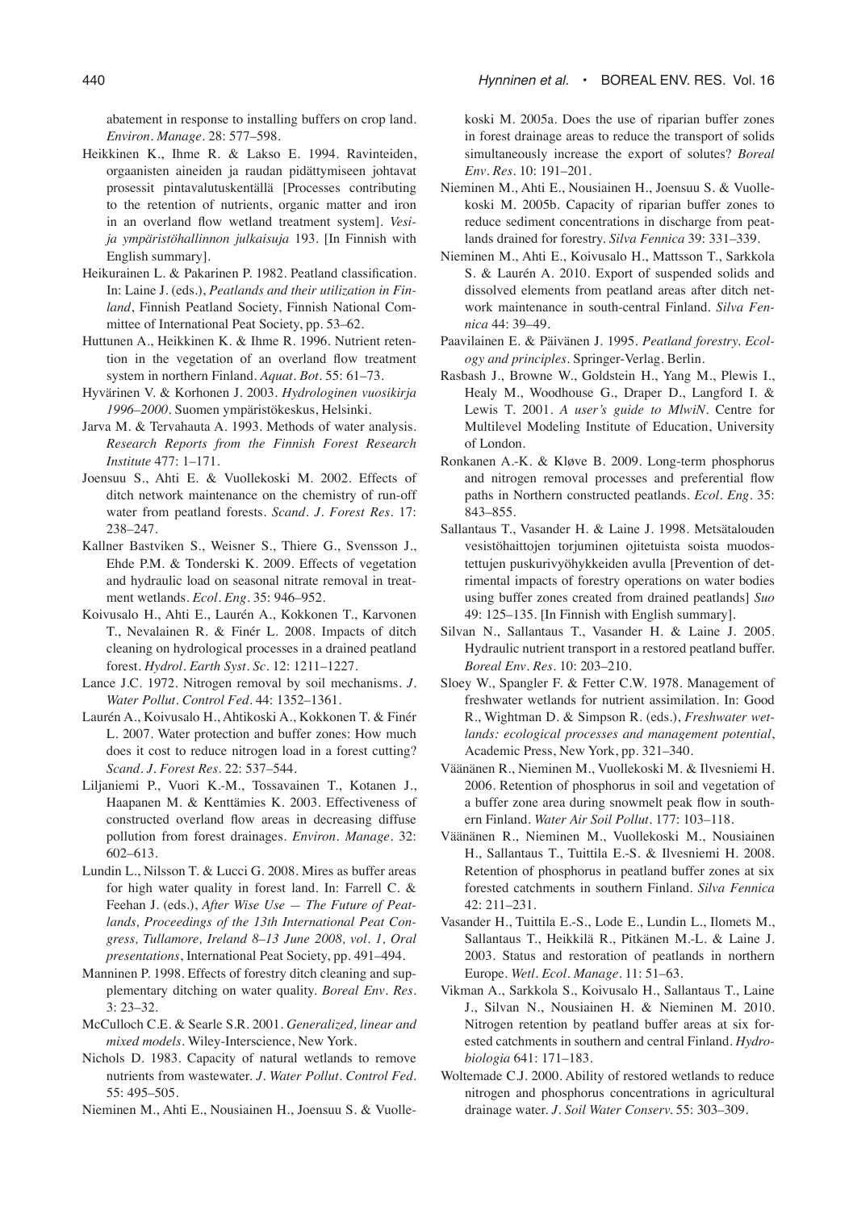abatement in response to installing buffers on crop land. *Environ. Manage.* 28: 577–598.

Heikkinen K., Ihme R. & Lakso E. 1994. Ravinteiden, orgaanisten aineiden ja raudan pidättymiseen johtavat prosessit pintavalutuskentällä [Processes contributing to the retention of nutrients, organic matter and iron in an overland flow wetland treatment system]. *Vesi- ja ympäristöhallinnon julkaisuja* 193. [In Finnish with English summary].

Heikurainen L. & Pakarinen P. 1982. Peatland classification. In: Laine J. (eds.), *Peatlands and their utilization in Finland*, Finnish Peatland Society, Finnish National Committee of International Peat Society, pp. 53–62.

Huttunen A., Heikkinen K. & Ihme R. 1996. Nutrient retention in the vegetation of an overland flow treatment system in northern Finland. *Aquat. Bot.* 55: 61–73.

Hyvärinen V. & Korhonen J. 2003. *Hydrologinen vuosikirja 1996–2000*. Suomen ympäristökeskus, Helsinki.

Jarva M. & Tervahauta A. 1993. Methods of water analysis. *Research Reports from the Finnish Forest Research Institute* 477: 1–171.

Joensuu S., Ahti E. & Vuollekoski M. 2002. Effects of ditch network maintenance on the chemistry of run-off water from peatland forests. *Scand. J. Forest Res.* 17: 238–247.

Kallner Bastviken S., Weisner S., Thiere G., Svensson J., Ehde P.M. & Tonderski K. 2009. Effects of vegetation and hydraulic load on seasonal nitrate removal in treatment wetlands. *Ecol. Eng.* 35: 946–952.

Koivusalo H., Ahti E., Laurén A., Kokkonen T., Karvonen T., Nevalainen R. & Finér L. 2008. Impacts of ditch cleaning on hydrological processes in a drained peatland forest. *Hydrol. Earth Syst. Sc.* 12: 1211–1227.

Lance J.C. 1972. Nitrogen removal by soil mechanisms. *J. Water Pollut. Control Fed.* 44: 1352–1361.

Laurén A., Koivusalo H., Ahtikoski A., Kokkonen T. & Finér L. 2007. Water protection and buffer zones: How much does it cost to reduce nitrogen load in a forest cutting? *Scand. J. Forest Res.* 22: 537–544.

Liljaniemi P., Vuori K.-M., Tossavainen T., Kotanen J., Haapanen M. & Kenttämies K. 2003. Effectiveness of constructed overland flow areas in decreasing diffuse pollution from forest drainages. *Environ. Manage.* 32: 602–613.

Lundin L., Nilsson T. & Lucci G. 2008. Mires as buffer areas for high water quality in forest land. In: Farrell C. & Feehan J. (eds.), *After Wise Use — The Future of Peatlands, Proceedings of the 13th International Peat Congress, Tullamore, Ireland 8–13 June 2008, vol. 1, Oral presentations*, International Peat Society, pp. 491–494.

Manninen P. 1998. Effects of forestry ditch cleaning and supplementary ditching on water quality. *Boreal Env. Res.* 3: 23–32.

McCulloch C.E. & Searle S.R. 2001. *Generalized, linear and mixed models*. Wiley-Interscience, New York.

Nichols D. 1983. Capacity of natural wetlands to remove nutrients from wastewater. *J. Water Pollut. Control Fed.* 55: 495–505.

Nieminen M., Ahti E., Nousiainen H., Joensuu S. & Vuollekoski M. 2005a. Does the use of riparian buffer zones in forest drainage areas to reduce the transport of solids simultaneously increase the export of solutes? *Boreal Env. Res.* 10: 191–201.

Nieminen M., Ahti E., Nousiainen H., Joensuu S. & Vuollekoski M. 2005b. Capacity of riparian buffer zones to reduce sediment concentrations in discharge from peatlands drained for forestry. *Silva Fennica* 39: 331–339.

Nieminen M., Ahti E., Koivusalo H., Mattsson T., Sarkkola S. & Laurén A. 2010. Export of suspended solids and dissolved elements from peatland areas after ditch network maintenance in south-central Finland. *Silva Fennica* 44: 39–49.

Paavilainen E. & Päivänen J. 1995. *Peatland forestry. Ecology and principles*. Springer-Verlag. Berlin.

Rasbash J., Browne W., Goldstein H., Yang M., Plewis I., Healy M., Woodhouse G., Draper D., Langford I. & Lewis T. 2001. *A user's guide to MlwiN*. Centre for Multilevel Modeling Institute of Education, University of London.

Ronkanen A.-K. & Kløve B. 2009. Long-term phosphorus and nitrogen removal processes and preferential flow paths in Northern constructed peatlands. *Ecol. Eng.* 35: 843–855.

Sallantaus T., Vasander H. & Laine J. 1998. Metsätalouden vesistöhaittojen torjuminen ojitetuista soista muodostettujen puskurivyöhykkeiden avulla [Prevention of detrimental impacts of forestry operations on water bodies using buffer zones created from drained peatlands] *Suo* 49: 125–135. [In Finnish with English summary].

Silvan N., Sallantaus T., Vasander H. & Laine J. 2005. Hydraulic nutrient transport in a restored peatland buffer. *Boreal Env. Res.* 10: 203–210.

Sloey W., Spangler F. & Fetter C.W. 1978. Management of freshwater wetlands for nutrient assimilation. In: Good R., Wightman D. & Simpson R. (eds.), *Freshwater wetlands: ecological processes and management potential*, Academic Press, New York, pp. 321–340.

Väänänen R., Nieminen M., Vuollekoski M. & Ilvesniemi H. 2006. Retention of phosphorus in soil and vegetation of a buffer zone area during snowmelt peak flow in southern Finland. *Water Air Soil Pollut.* 177: 103–118.

Väänänen R., Nieminen M., Vuollekoski M., Nousiainen H., Sallantaus T., Tuittila E.-S. & Ilvesniemi H. 2008. Retention of phosphorus in peatland buffer zones at six forested catchments in southern Finland. *Silva Fennica* 42: 211–231.

Vasander H., Tuittila E.-S., Lode E., Lundin L., Ilomets M., Sallantaus T., Heikkilä R., Pitkänen M.-L. & Laine J. 2003. Status and restoration of peatlands in northern Europe. *Wetl. Ecol. Manage.* 11: 51–63.

Vikman A., Sarkkola S., Koivusalo H., Sallantaus T., Laine J., Silvan N., Nousiainen H. & Nieminen M. 2010. Nitrogen retention by peatland buffer areas at six forested catchments in southern and central Finland. *Hydrobiologia* 641: 171–183.

Woltemade C.J. 2000. Ability of restored wetlands to reduce nitrogen and phosphorus concentrations in agricultural drainage water. *J. Soil Water Conserv.* 55: 303–309.